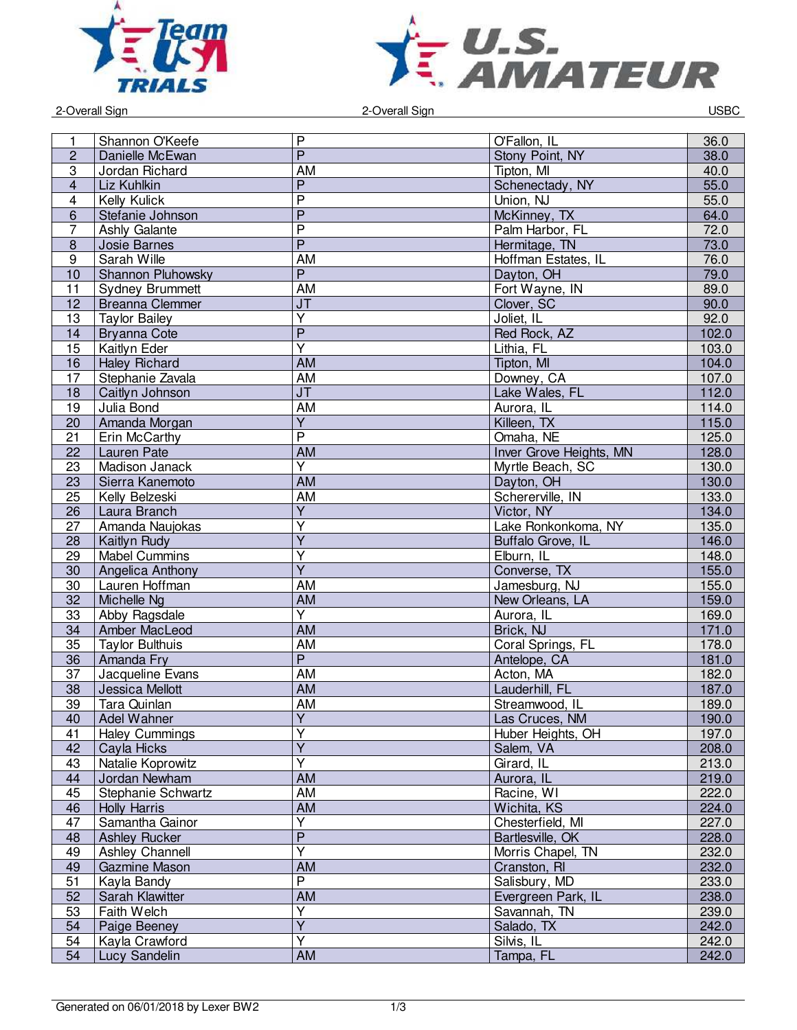2-Overall Sign | 2-Overall Sign | USBC

| | | | | |
|---|---|---|---|---|
| 1 | Shannon O'Keefe | P | O'Fallon, IL | 36.0 |
| 2 | Danielle McEwan | P | Stony Point, NY | 38.0 |
| 3 | Jordan Richard | AM | Tipton, MI | 40.0 |
| 4 | Liz Kuhlkin | P | Schenectady, NY | 55.0 |
| 4 | Kelly Kulick | P | Union, NJ | 55.0 |
| 6 | Stefanie Johnson | P | McKinney, TX | 64.0 |
| 7 | Ashly Galante | P | Palm Harbor, FL | 72.0 |
| 8 | Josie Barnes | P | Hermitage, TN | 73.0 |
| 9 | Sarah Wille | AM | Hoffman Estates, IL | 76.0 |
| 10 | Shannon Pluhowsky | P | Dayton, OH | 79.0 |
| 11 | Sydney Brummett | AM | Fort Wayne, IN | 89.0 |
| 12 | Breanna Clemmer | JT | Clover, SC | 90.0 |
| 13 | Taylor Bailey | Y | Joliet, IL | 92.0 |
| 14 | Bryanna Cote | P | Red Rock, AZ | 102.0 |
| 15 | Kaitlyn Eder | Y | Lithia, FL | 103.0 |
| 16 | Haley Richard | AM | Tipton, MI | 104.0 |
| 17 | Stephanie Zavala | AM | Downey, CA | 107.0 |
| 18 | Caitlyn Johnson | JT | Lake Wales, FL | 112.0 |
| 19 | Julia Bond | AM | Aurora, IL | 114.0 |
| 20 | Amanda Morgan | Y | Killeen, TX | 115.0 |
| 21 | Erin McCarthy | P | Omaha, NE | 125.0 |
| 22 | Lauren Pate | AM | Inver Grove Heights, MN | 128.0 |
| 23 | Madison Janack | Y | Myrtle Beach, SC | 130.0 |
| 23 | Sierra Kanemoto | AM | Dayton, OH | 130.0 |
| 25 | Kelly Belzeski | AM | Schererville, IN | 133.0 |
| 26 | Laura Branch | Y | Victor, NY | 134.0 |
| 27 | Amanda Naujokas | Y | Lake Ronkonkoma, NY | 135.0 |
| 28 | Kaitlyn Rudy | Y | Buffalo Grove, IL | 146.0 |
| 29 | Mabel Cummins | Y | Elburn, IL | 148.0 |
| 30 | Angelica Anthony | Y | Converse, TX | 155.0 |
| 30 | Lauren Hoffman | AM | Jamesburg, NJ | 155.0 |
| 32 | Michelle Ng | AM | New Orleans, LA | 159.0 |
| 33 | Abby Ragsdale | Y | Aurora, IL | 169.0 |
| 34 | Amber MacLeod | AM | Brick, NJ | 171.0 |
| 35 | Taylor Bulthuis | AM | Coral Springs, FL | 178.0 |
| 36 | Amanda Fry | P | Antelope, CA | 181.0 |
| 37 | Jacqueline Evans | AM | Acton, MA | 182.0 |
| 38 | Jessica Mellott | AM | Lauderhill, FL | 187.0 |
| 39 | Tara Quinlan | AM | Streamwood, IL | 189.0 |
| 40 | Adel Wahner | Y | Las Cruces, NM | 190.0 |
| 41 | Haley Cummings | Y | Huber Heights, OH | 197.0 |
| 42 | Cayla Hicks | Y | Salem, VA | 208.0 |
| 43 | Natalie Koprowitz | Y | Girard, IL | 213.0 |
| 44 | Jordan Newham | AM | Aurora, IL | 219.0 |
| 45 | Stephanie Schwartz | AM | Racine, WI | 222.0 |
| 46 | Holly Harris | AM | Wichita, KS | 224.0 |
| 47 | Samantha Gainor | Y | Chesterfield, MI | 227.0 |
| 48 | Ashley Rucker | P | Bartlesville, OK | 228.0 |
| 49 | Ashley Channell | Y | Morris Chapel, TN | 232.0 |
| 49 | Gazmine Mason | AM | Cranston, RI | 232.0 |
| 51 | Kayla Bandy | P | Salisbury, MD | 233.0 |
| 52 | Sarah Klawitter | AM | Evergreen Park, IL | 238.0 |
| 53 | Faith Welch | Y | Savannah, TN | 239.0 |
| 54 | Paige Beeney | Y | Salado, TX | 242.0 |
| 54 | Kayla Crawford | Y | Silvis, IL | 242.0 |
| 54 | Lucy Sandelin | AM | Tampa, FL | 242.0 |

Generated on 06/01/2018 by Lexer BW2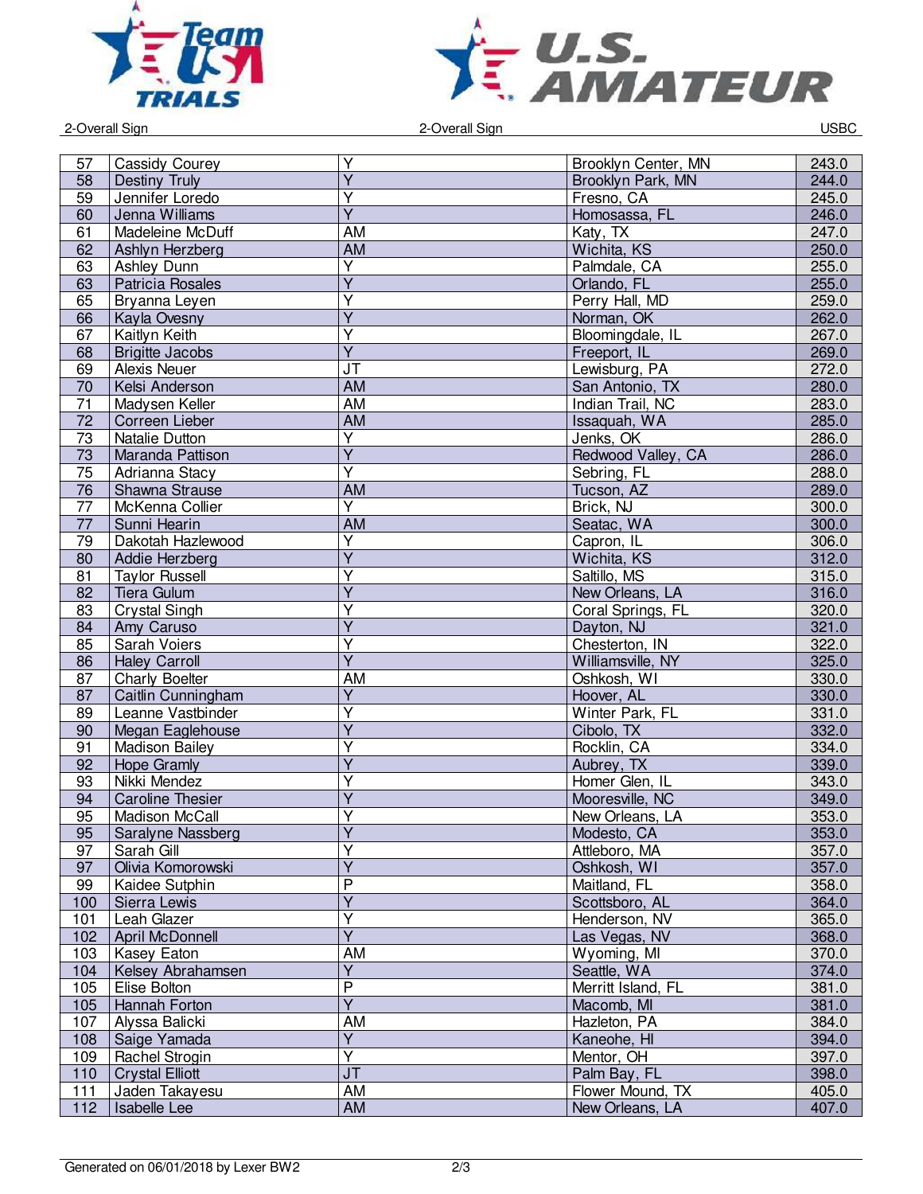2-Overall Sign

| | | | | |
|---|---|---|---|---|
| 57 | Cassidy Courey | Y | Brooklyn Center, MN | 243.0 |
| 58 | Destiny Truly | Y | Brooklyn Park, MN | 244.0 |
| 59 | Jennifer Loredo | Y | Fresno, CA | 245.0 |
| 60 | Jenna Williams | Y | Homosassa, FL | 246.0 |
| 61 | Madeleine McDuff | AM | Katy, TX | 247.0 |
| 62 | Ashlyn Herzberg | AM | Wichita, KS | 250.0 |
| 63 | Ashley Dunn | Y | Palmdale, CA | 255.0 |
| 63 | Patricia Rosales | Y | Orlando, FL | 255.0 |
| 65 | Bryanna Leyen | Y | Perry Hall, MD | 259.0 |
| 66 | Kayla Ovesny | Y | Norman, OK | 262.0 |
| 67 | Kaitlyn Keith | Y | Bloomingdale, IL | 267.0 |
| 68 | Brigitte Jacobs | Y | Freeport, IL | 269.0 |
| 69 | Alexis Neuer | JT | Lewisburg, PA | 272.0 |
| 70 | Kelsi Anderson | AM | San Antonio, TX | 280.0 |
| 71 | Madysen Keller | AM | Indian Trail, NC | 283.0 |
| 72 | Correen Lieber | AM | Issaquah, WA | 285.0 |
| 73 | Natalie Dutton | Y | Jenks, OK | 286.0 |
| 73 | Maranda Pattison | Y | Redwood Valley, CA | 286.0 |
| 75 | Adrianna Stacy | Y | Sebring, FL | 288.0 |
| 76 | Shawna Strause | AM | Tucson, AZ | 289.0 |
| 77 | McKenna Collier | Y | Brick, NJ | 300.0 |
| 77 | Sunni Hearin | AM | Seatac, WA | 300.0 |
| 79 | Dakotah Hazlewood | Y | Capron, IL | 306.0 |
| 80 | Addie Herzberg | Y | Wichita, KS | 312.0 |
| 81 | Taylor Russell | Y | Saltillo, MS | 315.0 |
| 82 | Tiera Gulum | Y | New Orleans, LA | 316.0 |
| 83 | Crystal Singh | Y | Coral Springs, FL | 320.0 |
| 84 | Amy Caruso | Y | Dayton, NJ | 321.0 |
| 85 | Sarah Voiers | Y | Chesterton, IN | 322.0 |
| 86 | Haley Carroll | Y | Williamsville, NY | 325.0 |
| 87 | Charly Boelter | AM | Oshkosh, WI | 330.0 |
| 87 | Caitlin Cunningham | Y | Hoover, AL | 330.0 |
| 89 | Leanne Vastbinder | Y | Winter Park, FL | 331.0 |
| 90 | Megan Eaglehouse | Y | Cibolo, TX | 332.0 |
| 91 | Madison Bailey | Y | Rocklin, CA | 334.0 |
| 92 | Hope Gramly | Y | Aubrey, TX | 339.0 |
| 93 | Nikki Mendez | Y | Homer Glen, IL | 343.0 |
| 94 | Caroline Thesier | Y | Mooresville, NC | 349.0 |
| 95 | Madison McCall | Y | New Orleans, LA | 353.0 |
| 95 | Saralyne Nassberg | Y | Modesto, CA | 353.0 |
| 97 | Sarah Gill | Y | Attleboro, MA | 357.0 |
| 97 | Olivia Komorowski | Y | Oshkosh, WI | 357.0 |
| 99 | Kaidee Sutphin | P | Maitland, FL | 358.0 |
| 100 | Sierra Lewis | Y | Scottsboro, AL | 364.0 |
| 101 | Leah Glazer | Y | Henderson, NV | 365.0 |
| 102 | April McDonnell | Y | Las Vegas, NV | 368.0 |
| 103 | Kasey Eaton | AM | Wyoming, MI | 370.0 |
| 104 | Kelsey Abrahamsen | Y | Seattle, WA | 374.0 |
| 105 | Elise Bolton | P | Merritt Island, FL | 381.0 |
| 105 | Hannah Forton | Y | Macomb, MI | 381.0 |
| 107 | Alyssa Balicki | AM | Hazleton, PA | 384.0 |
| 108 | Saige Yamada | Y | Kaneohe, HI | 394.0 |
| 109 | Rachel Strogin | Y | Mentor, OH | 397.0 |
| 110 | Crystal Elliott | JT | Palm Bay, FL | 398.0 |
| 111 | Jaden Takayesu | AM | Flower Mound, TX | 405.0 |
| 112 | Isabelle Lee | AM | New Orleans, LA | 407.0 |

Generated on 06/01/2018 by Lexer BW2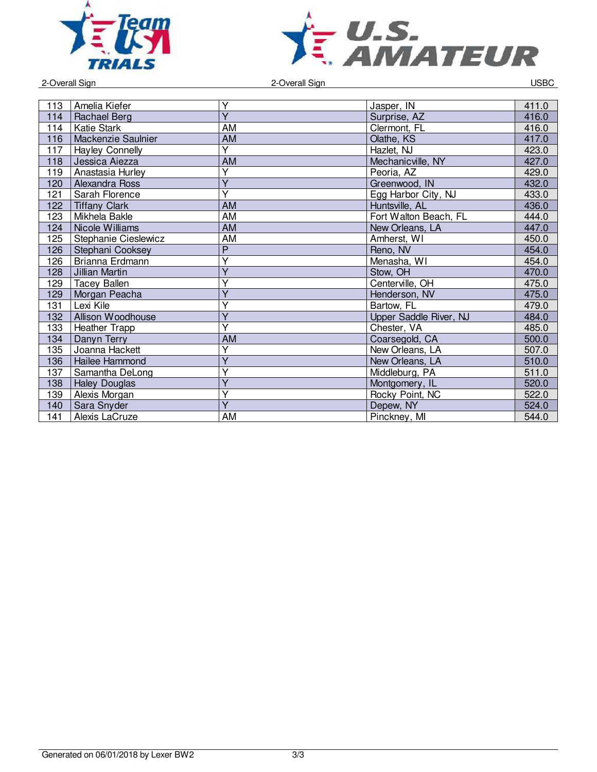| | | | | |
|---|---|---|---|---|
| 113 | Amelia Kiefer | Y | Jasper, IN | 411.0 |
| 114 | Rachael Berg | Y | Surprise, AZ | 416.0 |
| 114 | Katie Stark | AM | Clermont, FL | 416.0 |
| 116 | Mackenzie Saulnier | AM | Olathe, KS | 417.0 |
| 117 | Hayley Connelly | Y | Hazlet, NJ | 423.0 |
| 118 | Jessica Aiezza | AM | Mechanicville, NY | 427.0 |
| 119 | Anastasia Hurley | Y | Peoria, AZ | 429.0 |
| 120 | Alexandra Ross | Y | Greenwood, IN | 432.0 |
| 121 | Sarah Florence | Y | Egg Harbor City, NJ | 433.0 |
| 122 | Tiffany Clark | AM | Huntsville, AL | 436.0 |
| 123 | Mikhela Bakle | AM | Fort Walton Beach, FL | 444.0 |
| 124 | Nicole Williams | AM | New Orleans, LA | 447.0 |
| 125 | Stephanie Cieslewicz | AM | Amherst, WI | 450.0 |
| 126 | Stephani Cooksey | P | Reno, NV | 454.0 |
| 126 | Brianna Erdmann | Y | Menasha, WI | 454.0 |
| 128 | Jillian Martin | Y | Stow, OH | 470.0 |
| 129 | Tacey Ballen | Y | Centerville, OH | 475.0 |
| 129 | Morgan Peacha | Y | Henderson, NV | 475.0 |
| 131 | Lexi Kile | Y | Bartow, FL | 479.0 |
| 132 | Allison Woodhouse | Y | Upper Saddle River, NJ | 484.0 |
| 133 | Heather Trapp | Y | Chester, VA | 485.0 |
| 134 | Danyn Terry | AM | Coarsegold, CA | 500.0 |
| 135 | Joanna Hackett | Y | New Orleans, LA | 507.0 |
| 136 | Hailee Hammond | Y | New Orleans, LA | 510.0 |
| 137 | Samantha DeLong | Y | Middleburg, PA | 511.0 |
| 138 | Haley Douglas | Y | Montgomery, IL | 520.0 |
| 139 | Alexis Morgan | Y | Rocky Point, NC | 522.0 |
| 140 | Sara Snyder | Y | Depew, NY | 524.0 |
| 141 | Alexis LaCruze | AM | Pinckney, MI | 544.0 |

Generated on 06/01/2018 by Lexer BW2